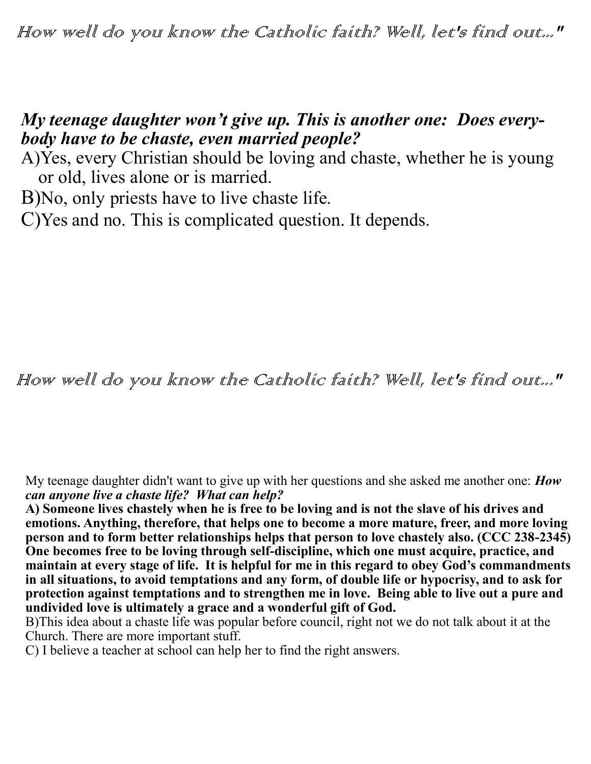*How well do you know the Catholic faith? Well, let's find out..."*

***My teenage daughter won't give up. This is another one: Does every-body have to be chaste, even married people?***

A)Yes, every Christian should be loving and chaste, whether he is young or old, lives alone or is married.

B)No, only priests have to live chaste life.

C)Yes and no. This is complicated question. It depends.

*How well do you know the Catholic faith? Well, let's find out..."*

My teenage daughter didn't want to give up with her questions and she asked me another one: ***How can anyone live a chaste life? What can help?***

**A) Someone lives chastely when he is free to be loving and is not the slave of his drives and emotions. Anything, therefore, that helps one to become a more mature, freer, and more loving person and to form better relationships helps that person to love chastely also. (CCC 238-2345) One becomes free to be loving through self-discipline, which one must acquire, practice, and maintain at every stage of life. It is helpful for me in this regard to obey God's commandments in all situations, to avoid temptations and any form, of double life or hypocrisy, and to ask for protection against temptations and to strengthen me in love. Being able to live out a pure and undivided love is ultimately a grace and a wonderful gift of God.**

B)This idea about a chaste life was popular before council, right not we do not talk about it at the Church. There are more important stuff.

C) I believe a teacher at school can help her to find the right answers.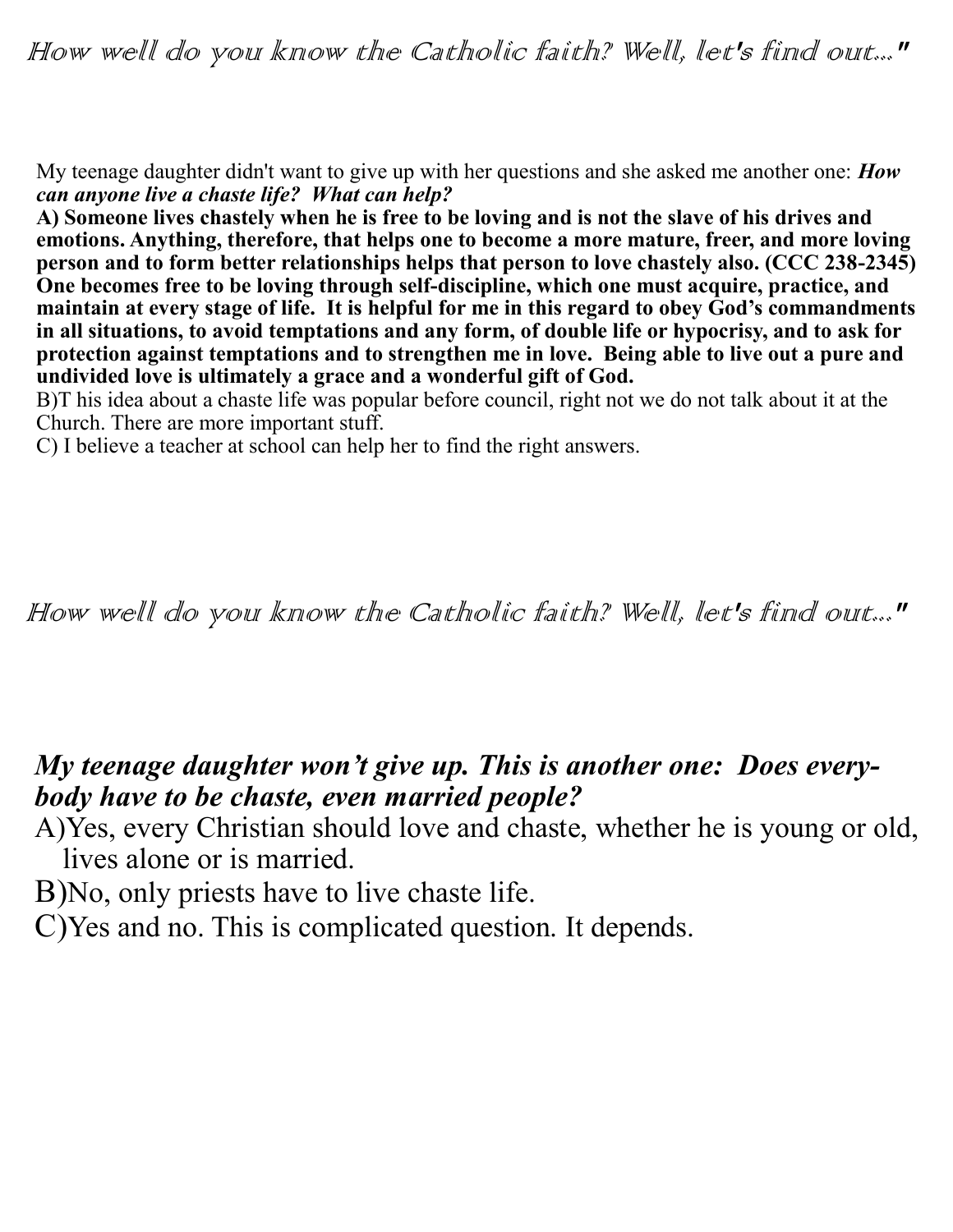*How well do you know the Catholic faith? Well, let's find out..."*

My teenage daughter didn't want to give up with her questions and she asked me another one: ***How can anyone live a chaste life? What can help?***

**A) Someone lives chastely when he is free to be loving and is not the slave of his drives and emotions. Anything, therefore, that helps one to become a more mature, freer, and more loving person and to form better relationships helps that person to love chastely also. (CCC 238-2345) One becomes free to be loving through self-discipline, which one must acquire, practice, and maintain at every stage of life. It is helpful for me in this regard to obey God's commandments in all situations, to avoid temptations and any form, of double life or hypocrisy, and to ask for protection against temptations and to strengthen me in love. Being able to live out a pure and undivided love is ultimately a grace and a wonderful gift of God.**

B)T his idea about a chaste life was popular before council, right not we do not talk about it at the Church. There are more important stuff.

C) I believe a teacher at school can help her to find the right answers.

*How well do you know the Catholic faith? Well, let's find out..."*

## *My teenage daughter won't give up. This is another one: Does every-body have to be chaste, even married people?*

A)Yes, every Christian should love and chaste, whether he is young or old, lives alone or is married.

B)No, only priests have to live chaste life.

C)Yes and no. This is complicated question. It depends.